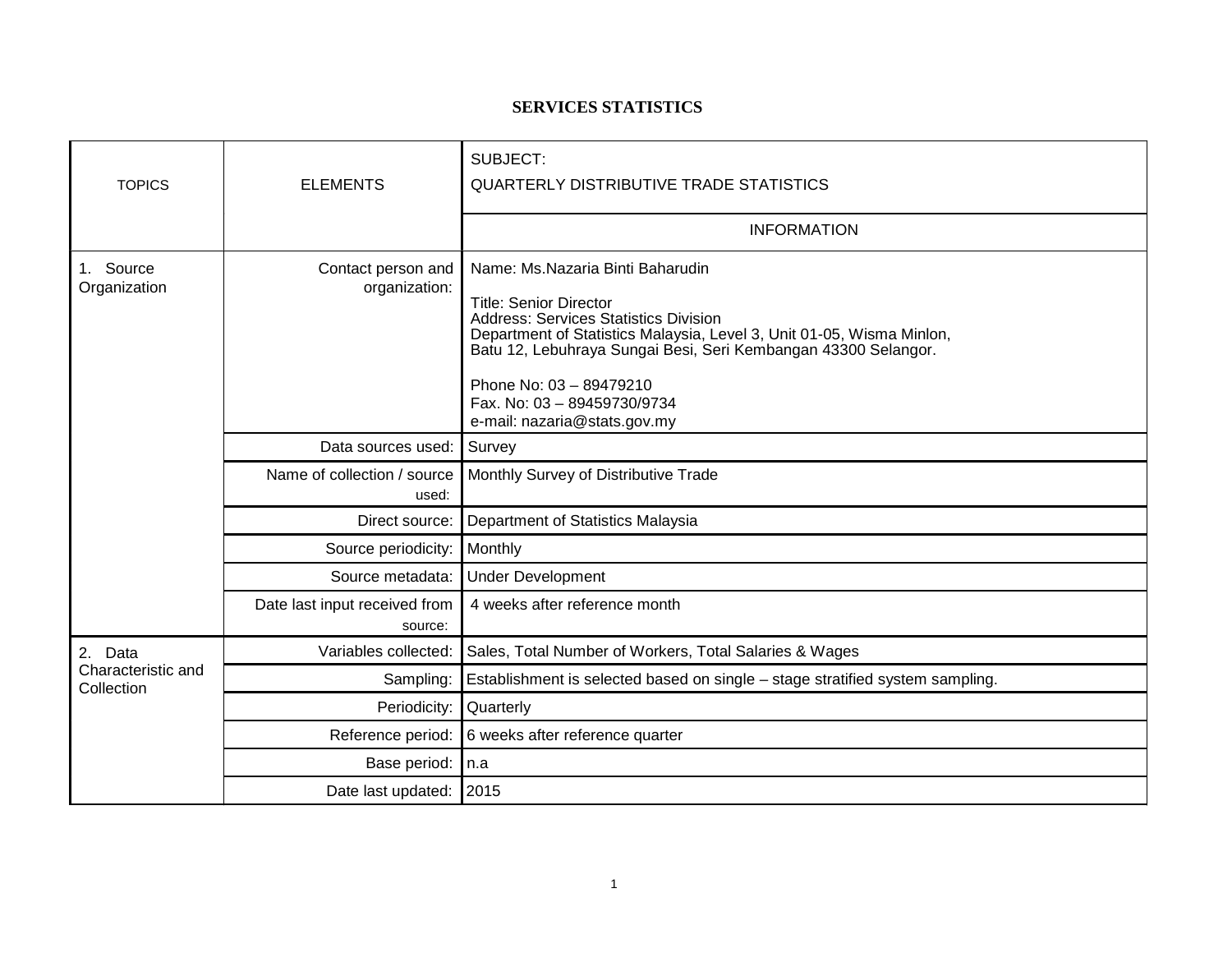# SERVICES STATISTICS

| TOPICS | ELEMENTS | SUBJECT: QUARTERLY DISTRIBUTIVE TRADE STATISTICS |
|---|---|---|
| | | INFORMATION |
| 1. Source Organization | Contact person and organization: | Name: Ms.Nazaria Binti Baharudin<br><br>Title: Senior Director<br>Address: Services Statistics Division<br>Department of Statistics Malaysia, Level 3, Unit 01-05, Wisma Minlon, Batu 12, Lebuhraya Sungai Besi, Seri Kembangan 43300 Selangor.<br><br>Phone No: 03 – 89479210<br>Fax. No: 03 – 89459730/9734<br>e-mail: nazaria@stats.gov.my |
| | Data sources used: | Survey |
| | Name of collection / source used: | Monthly Survey of Distributive Trade |
| | Direct source: | Department of Statistics Malaysia |
| | Source periodicity: | Monthly |
| | Source metadata: | Under Development |
| | Date last input received from source: | 4 weeks after reference month |
| 2. Data Characteristic and Collection | Variables collected: | Sales, Total Number of Workers, Total Salaries & Wages |
| | Sampling: | Establishment is selected based on single – stage stratified system sampling. |
| | Periodicity: | Quarterly |
| | Reference period: | 6 weeks after reference quarter |
| | Base period: | n.a |
| | Date last updated: | 2015 |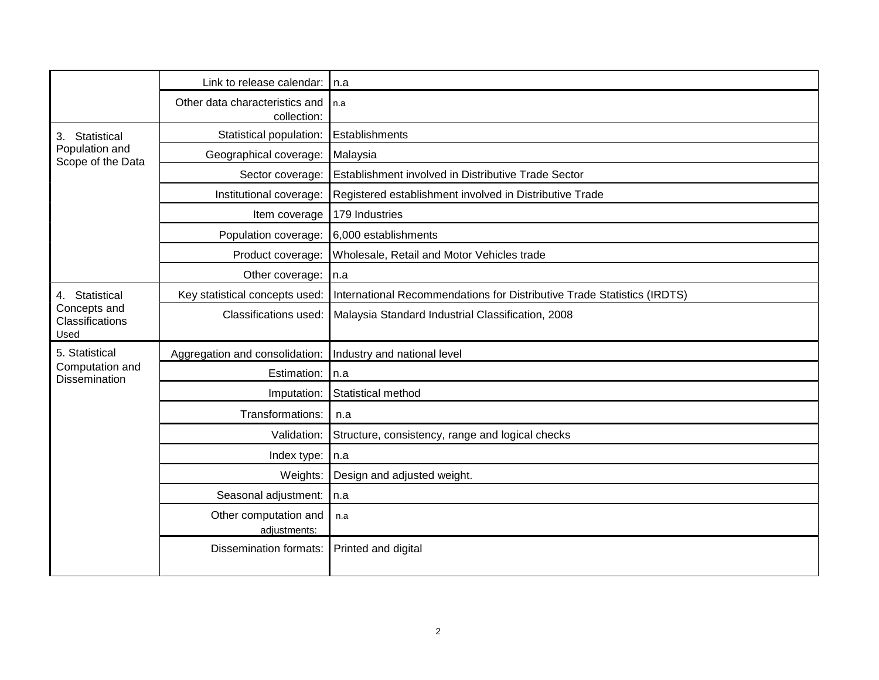| | | |
|---|---|---|
| | Link to release calendar: | n.a |
| | Other data characteristics and collection: | n.a |
| 3. Statistical Population and Scope of the Data | Statistical population: | Establishments |
| | Geographical coverage: | Malaysia |
| | Sector coverage: | Establishment involved in Distributive Trade Sector |
| | Institutional coverage: | Registered establishment involved in Distributive Trade |
| | Item coverage | 179 Industries |
| | Population coverage: | 6,000 establishments |
| | Product coverage: | Wholesale, Retail and Motor Vehicles trade |
| | Other coverage: | n.a |
| 4. Statistical Concepts and Classifications Used | Key statistical concepts used: | International Recommendations for Distributive Trade Statistics (IRDTS) |
| | Classifications used: | Malaysia Standard Industrial Classification, 2008 |
| 5. Statistical Computation and Dissemination | Aggregation and consolidation: | Industry and national level |
| | Estimation: | n.a |
| | Imputation: | Statistical method |
| | Transformations: | n.a |
| | Validation: | Structure, consistency, range and logical checks |
| | Index type: | n.a |
| | Weights: | Design and adjusted weight. |
| | Seasonal adjustment: | n.a |
| | Other computation and adjustments: | n.a |
| | Dissemination formats: | Printed and digital |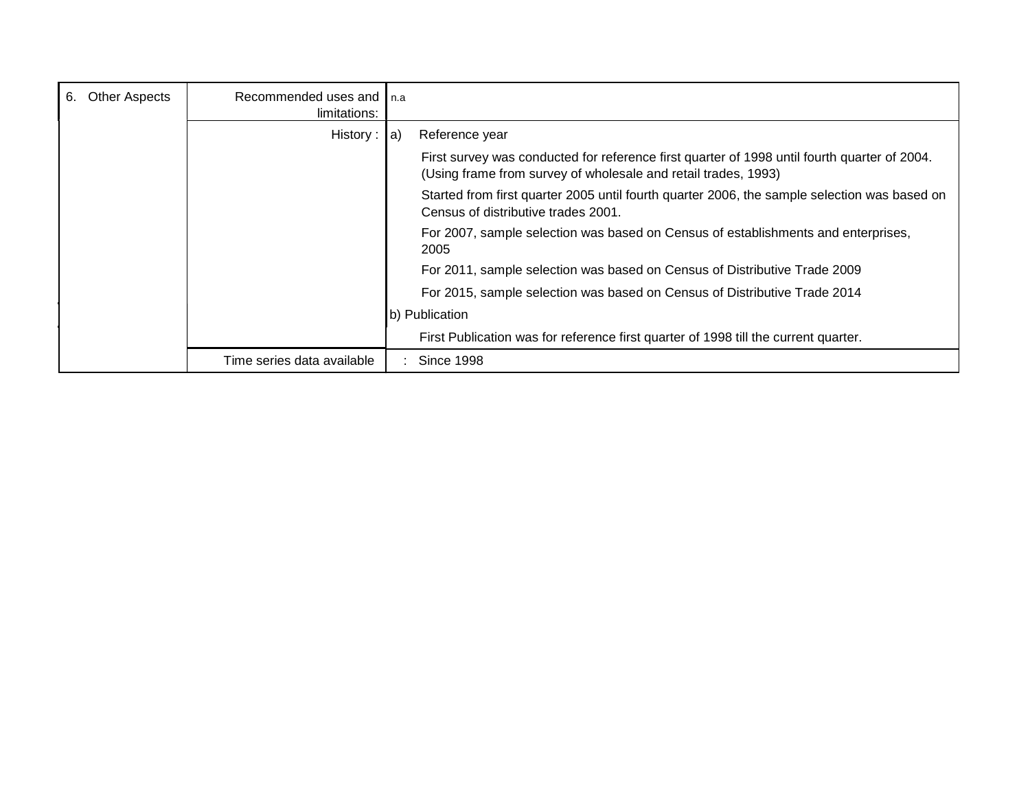| | | |
|---|---|---|
| 6. Other Aspects | Recommended uses and limitations: | n.a |
| | History : | a) Reference year<br><br>First survey was conducted for reference first quarter of 1998 until fourth quarter of 2004. (Using frame from survey of wholesale and retail trades, 1993)<br><br>Started from first quarter 2005 until fourth quarter 2006, the sample selection was based on Census of distributive trades 2001.<br><br>For 2007, sample selection was based on Census of establishments and enterprises, 2005<br><br>For 2011, sample selection was based on Census of Distributive Trade 2009<br><br>For 2015, sample selection was based on Census of Distributive Trade 2014<br><br>b) Publication<br><br>First Publication was for reference first quarter of 1998 till the current quarter. |
| | Time series data available | : Since 1998 |